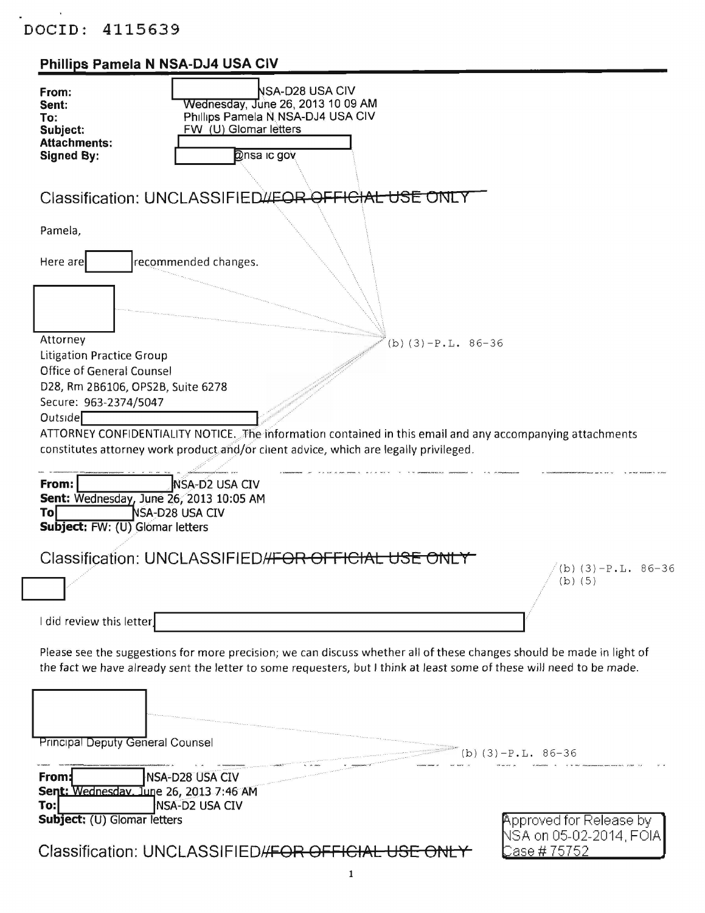DOCID: 4115639

**Phillips Pamela N NSA-DJ4 USA CIV**

| | |
|---|---|
| **From:** | [redacted] NSA-D28 USA CIV |
| **Sent:** | Wednesday, June 26, 2013 10 09 AM |
| **To:** | Phillips Pamela N NSA-DJ4 USA CIV |
| **Subject:** | FW (U) Glomar letters |
| **Attachments:** | [redacted] |
| **Signed By:** | [redacted]@nsa ic gov |

Classification: UNCLASSIFIED~~//FOR OFFICIAL USE ONLY~~

Pamela,

Here are [redacted] recommended changes.

[redacted]
Attorney
Litigation Practice Group
Office of General Counsel
D28, Rm 2B6106, OPS2B, Suite 6278
Secure: 963-2374/5047
Outside [redacted]

(b)(3)-P.L. 86-36

ATTORNEY CONFIDENTIALITY NOTICE. The information contained in this email and any accompanying attachments constitutes attorney work product and/or client advice, which are legally privileged.

---

**From:** [redacted] NSA-D2 USA CIV
**Sent:** Wednesday, June 26, 2013 10:05 AM
**To** [redacted] NSA-D28 USA CIV
**Subject:** FW: (U) Glomar letters

Classification: UNCLASSIFIED~~//FOR OFFICIAL USE ONLY~~

(b)(3)-P.L. 86-36
(b)(5)

[redacted]

I did review this letter [redacted]

Please see the suggestions for more precision; we can discuss whether all of these changes should be made in light of the fact we have already sent the letter to some requesters, but I think at least some of these will need to be made.

[redacted]
Principal Deputy General Counsel

(b)(3)-P.L. 86-36

---

**From:** [redacted] NSA-D28 USA CIV
**Sent:** Wednesday, June 26, 2013 7:46 AM
**To:** [redacted] NSA-D2 USA CIV
**Subject:** (U) Glomar letters

Classification: UNCLASSIFIED~~//FOR OFFICIAL USE ONLY~~

Approved for Release by NSA on 05-02-2014, FOIA Case # 75752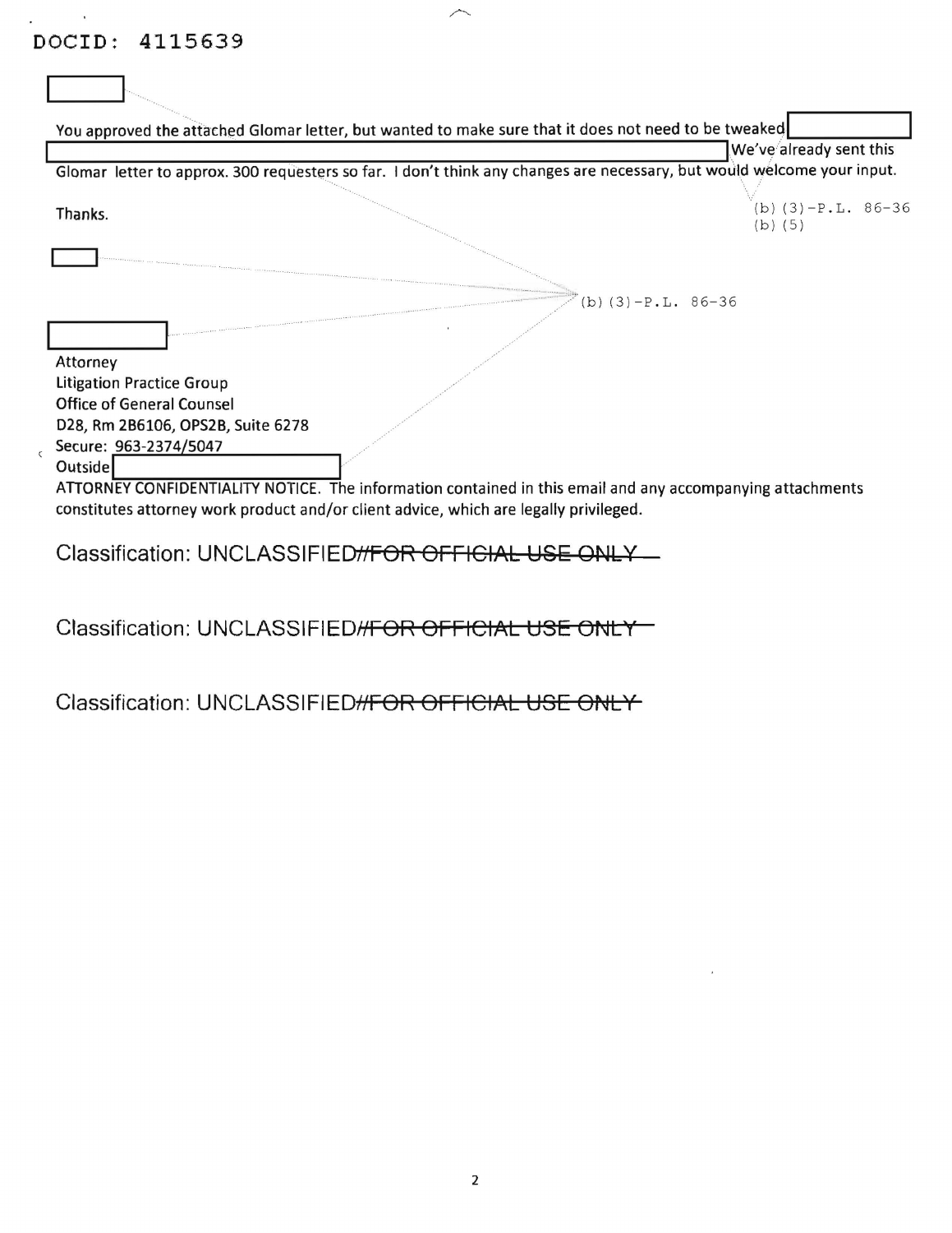DOCID: 4115639

[REDACTED]

You approved the attached Glomar letter, but wanted to make sure that it does not need to be tweaked [REDACTED] We've already sent this Glomar letter to approx. 300 requesters so far. I don't think any changes are necessary, but would welcome your input.

(b)(3)-P.L. 86-36
(b)(5)

Thanks.

[REDACTED]

(b)(3)-P.L. 86-36

[REDACTED]

Attorney
Litigation Practice Group
Office of General Counsel
D28, Rm 2B6106, OPS2B, Suite 6278
Secure: 963-2374/5047
Outside [REDACTED]

ATTORNEY CONFIDENTIALITY NOTICE. The information contained in this email and any accompanying attachments constitutes attorney work product and/or client advice, which are legally privileged.

Classification: UNCLASSIFIED~~//FOR OFFICIAL USE ONLY~~

Classification: UNCLASSIFIED~~//FOR OFFICIAL USE ONLY~~

Classification: UNCLASSIFIED~~//FOR OFFICIAL USE ONLY~~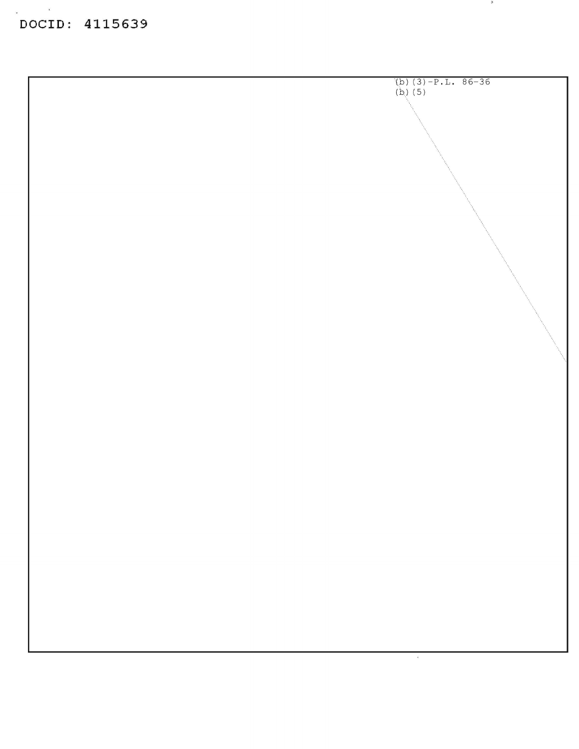DOCID: 4115639

(b)(3)-P.L. 86-36
(b)(5)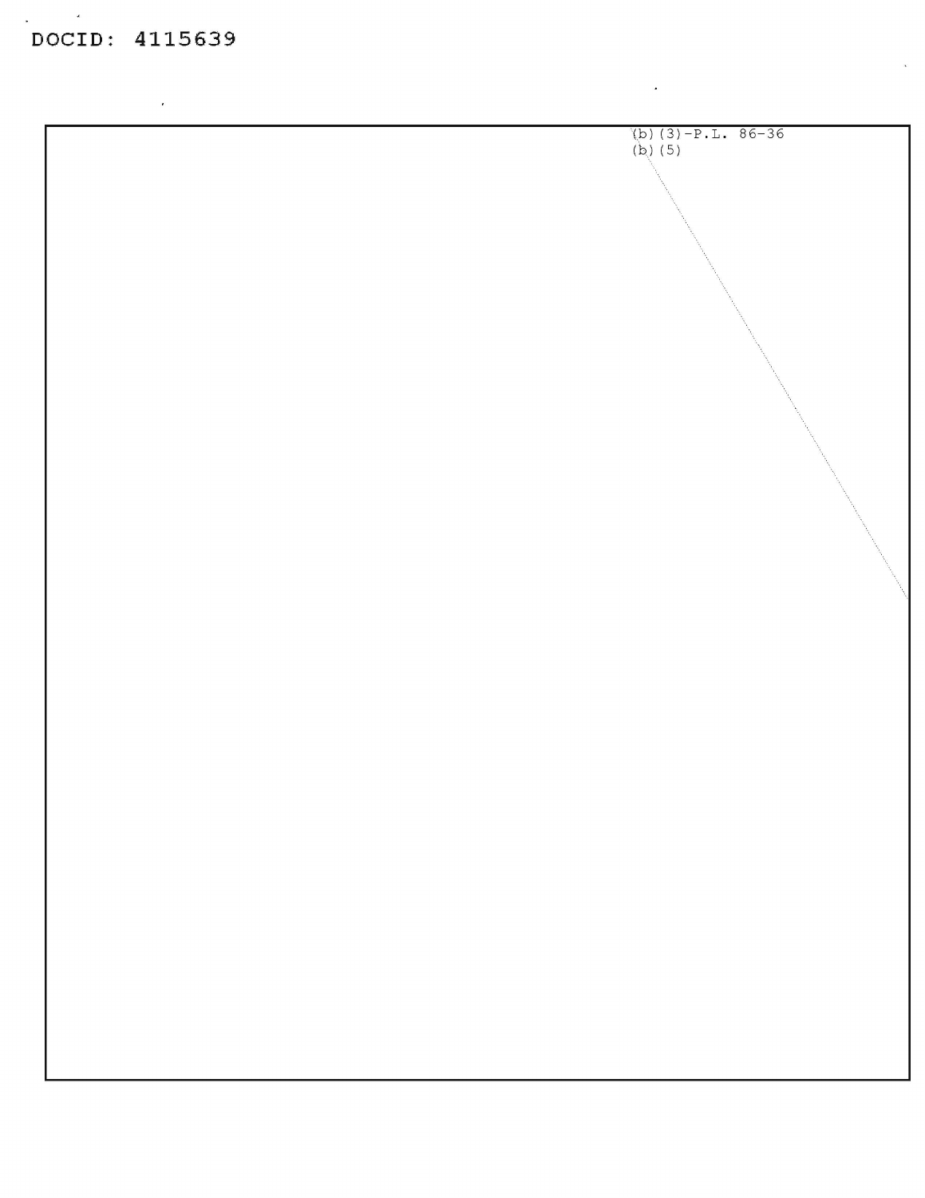DOCID: 4115639

(b)(3)-P.L. 86-36
(b)(5)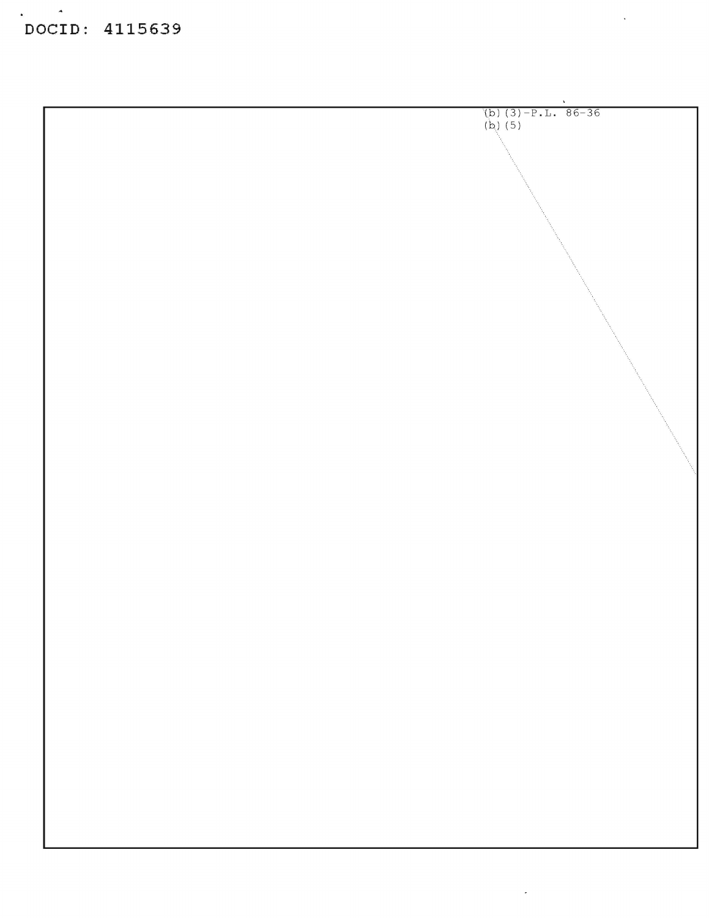DOCID: 4115639

(b)(3)-P.L. 86-36
(b)(5)